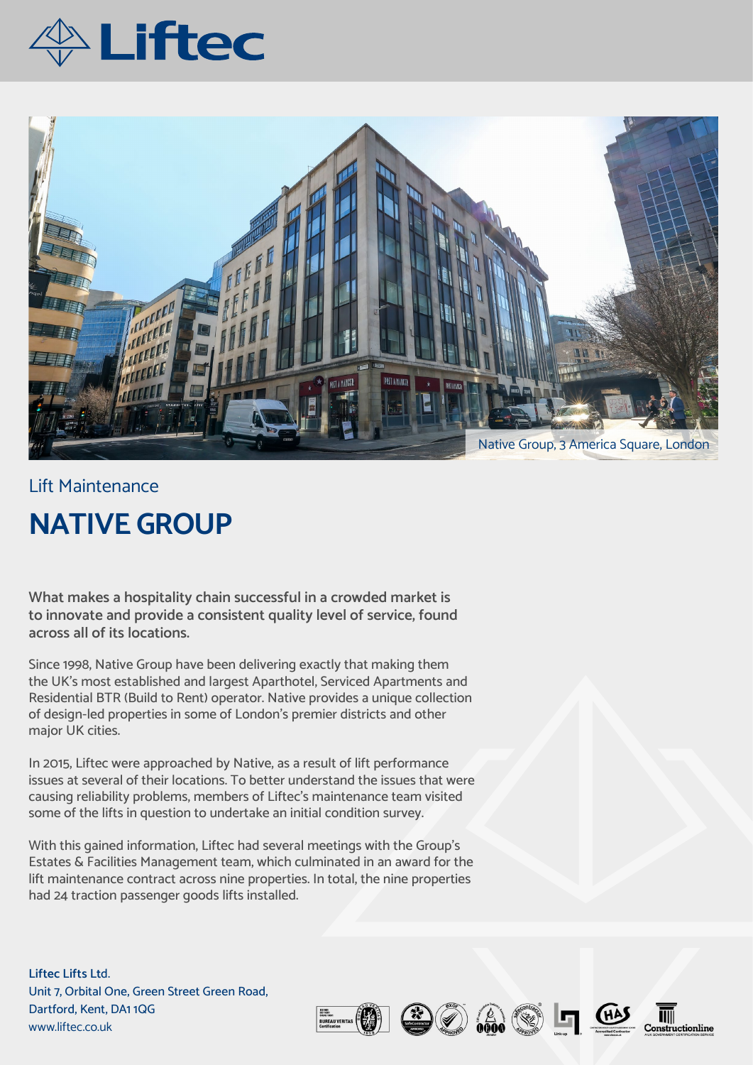Native Group, 3 America Square, London

Lift Maintenance

# NATIVE GROUP

**What makes a hospitality chain successful in a crowded market is to innovate and provide a consistent quality level of service, found across all of its locations.**

Since 1998, Native Group have been delivering exactly that making them the UK's most established and largest Aparthotel, Serviced Apartments and Residential BTR (Build to Rent) operator. Native provides a unique collection of design-led properties in some of London's premier districts and other major UK cities.

In 2015, Liftec were approached by Native, as a result of lift performance issues at several of their locations. To better understand the issues that were causing reliability problems, members of Liftec's maintenance team visited some of the lifts in question to undertake an initial condition survey.

With this gained information, Liftec had several meetings with the Group's Estates & Facilities Management team, which culminated in an award for the lift maintenance contract across nine properties. In total, the nine properties had 24 traction passenger goods lifts installed.

**Liftec Lifts Ltd.**
Unit 7, Orbital One, Green Street Green Road,
Dartford, Kent, DA1 1QG
www.liftec.co.uk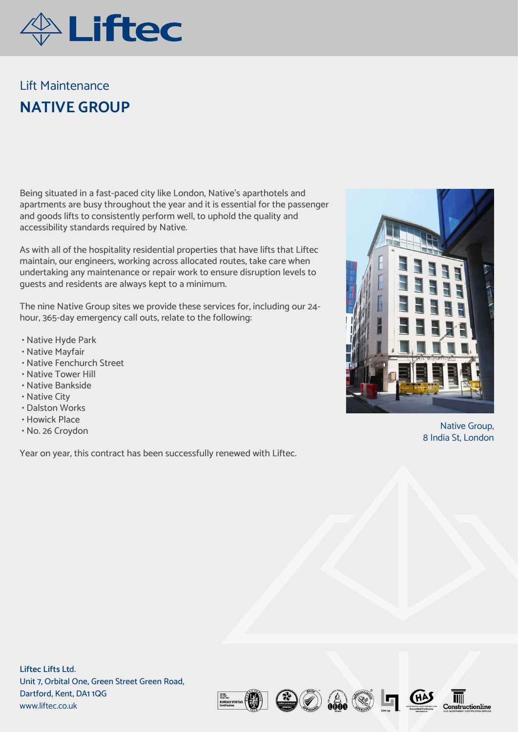Liftec

Lift Maintenance

# NATIVE GROUP

Being situated in a fast-paced city like London, Native's aparthotels and apartments are busy throughout the year and it is essential for the passenger and goods lifts to consistently perform well, to uphold the quality and accessibility standards required by Native.

As with all of the hospitality residential properties that have lifts that Liftec maintain, our engineers, working across allocated routes, take care when undertaking any maintenance or repair work to ensure disruption levels to guests and residents are always kept to a minimum.

The nine Native Group sites we provide these services for, including our 24-hour, 365-day emergency call outs, relate to the following:

- Native Hyde Park
- Native Mayfair
- Native Fenchurch Street
- Native Tower Hill
- Native Bankside
- Native City
- Dalston Works
- Howick Place
- No. 26 Croydon

Year on year, this contract has been successfully renewed with Liftec.

Native Group,
8 India St, London

**Liftec Lifts Ltd.**
Unit 7, Orbital One, Green Street Green Road,
Dartford, Kent, DA1 1QG
www.liftec.co.uk